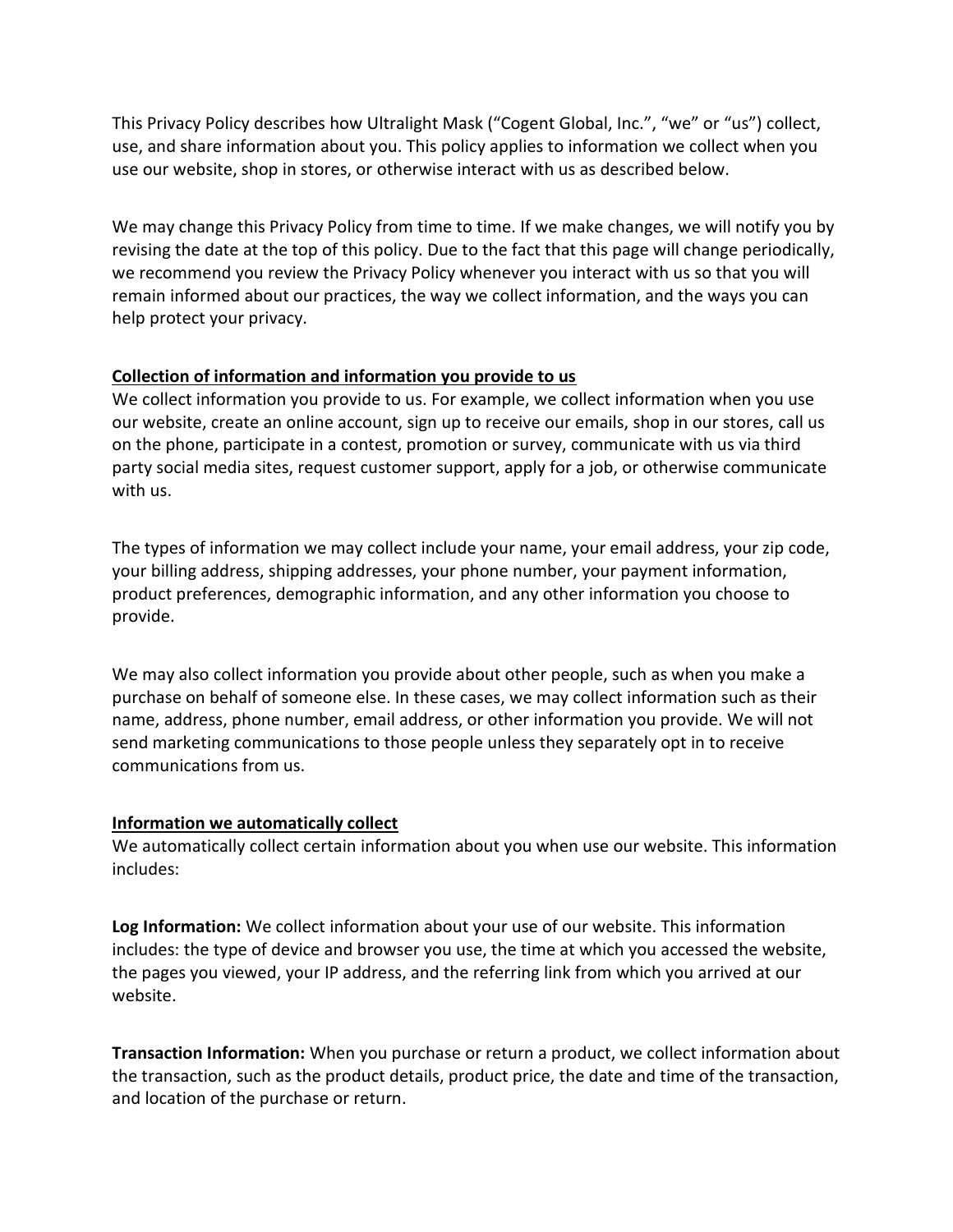This Privacy Policy describes how Ultralight Mask (“Cogent Global, Inc.”, “we” or “us”) collect, use, and share information about you. This policy applies to information we collect when you use our website, shop in stores, or otherwise interact with us as described below.

We may change this Privacy Policy from time to time. If we make changes, we will notify you by revising the date at the top of this policy. Due to the fact that this page will change periodically, we recommend you review the Privacy Policy whenever you interact with us so that you will remain informed about our practices, the way we collect information, and the ways you can help protect your privacy.

## Collection of information and information you provide to us

We collect information you provide to us. For example, we collect information when you use our website, create an online account, sign up to receive our emails, shop in our stores, call us on the phone, participate in a contest, promotion or survey, communicate with us via third party social media sites, request customer support, apply for a job, or otherwise communicate with us.

The types of information we may collect include your name, your email address, your zip code, your billing address, shipping addresses, your phone number, your payment information, product preferences, demographic information, and any other information you choose to provide.

We may also collect information you provide about other people, such as when you make a purchase on behalf of someone else. In these cases, we may collect information such as their name, address, phone number, email address, or other information you provide. We will not send marketing communications to those people unless they separately opt in to receive communications from us.

## Information we automatically collect

We automatically collect certain information about you when use our website. This information includes:

**Log Information:** We collect information about your use of our website. This information includes: the type of device and browser you use, the time at which you accessed the website, the pages you viewed, your IP address, and the referring link from which you arrived at our website.

**Transaction Information:** When you purchase or return a product, we collect information about the transaction, such as the product details, product price, the date and time of the transaction, and location of the purchase or return.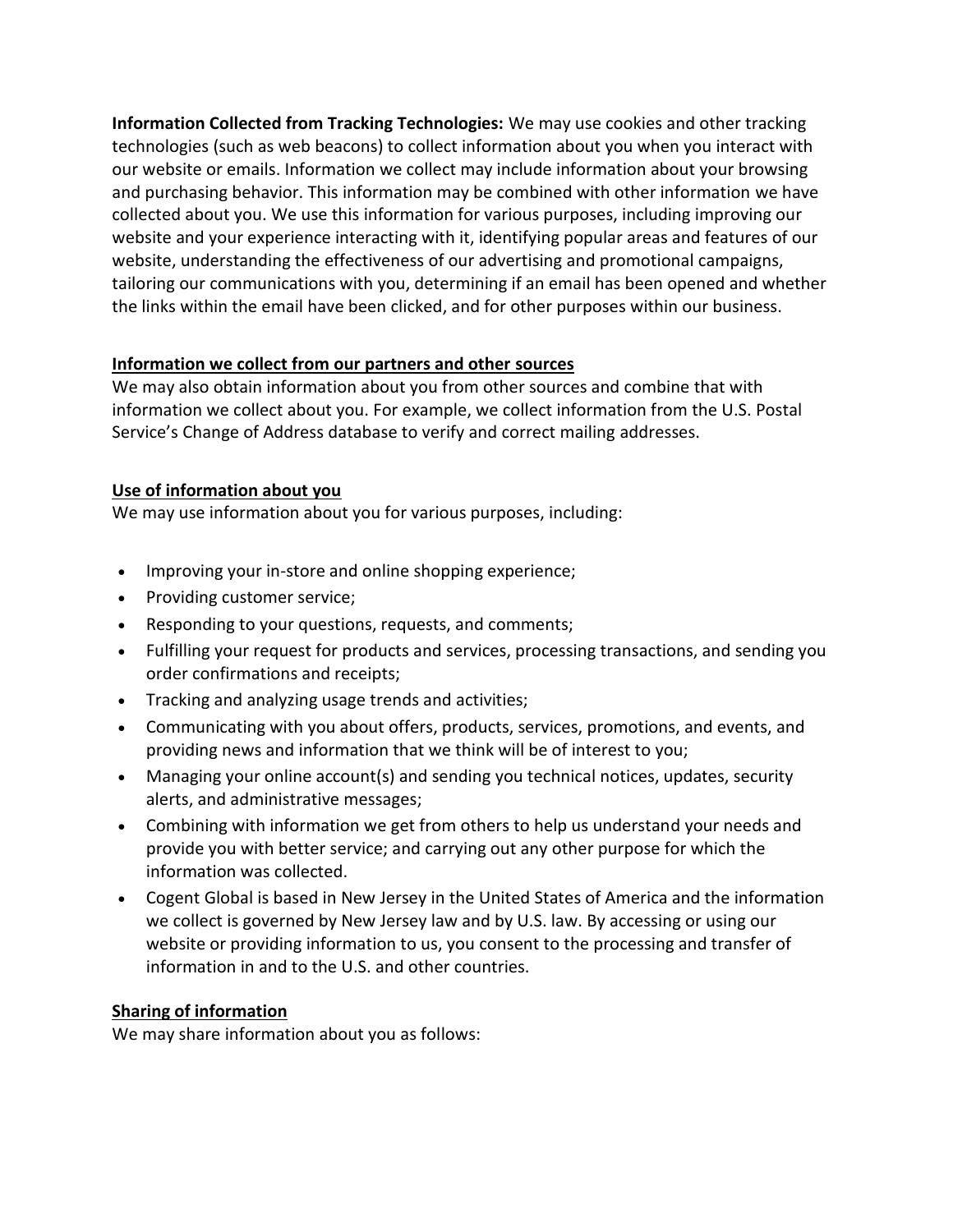**Information Collected from Tracking Technologies:** We may use cookies and other tracking technologies (such as web beacons) to collect information about you when you interact with our website or emails. Information we collect may include information about your browsing and purchasing behavior. This information may be combined with other information we have collected about you. We use this information for various purposes, including improving our website and your experience interacting with it, identifying popular areas and features of our website, understanding the effectiveness of our advertising and promotional campaigns, tailoring our communications with you, determining if an email has been opened and whether the links within the email have been clicked, and for other purposes within our business.

**Information we collect from our partners and other sources**

We may also obtain information about you from other sources and combine that with information we collect about you. For example, we collect information from the U.S. Postal Service's Change of Address database to verify and correct mailing addresses.

**Use of information about you**

We may use information about you for various purposes, including:

- Improving your in-store and online shopping experience;
- Providing customer service;
- Responding to your questions, requests, and comments;
- Fulfilling your request for products and services, processing transactions, and sending you order confirmations and receipts;
- Tracking and analyzing usage trends and activities;
- Communicating with you about offers, products, services, promotions, and events, and providing news and information that we think will be of interest to you;
- Managing your online account(s) and sending you technical notices, updates, security alerts, and administrative messages;
- Combining with information we get from others to help us understand your needs and provide you with better service; and carrying out any other purpose for which the information was collected.
- Cogent Global is based in New Jersey in the United States of America and the information we collect is governed by New Jersey law and by U.S. law. By accessing or using our website or providing information to us, you consent to the processing and transfer of information in and to the U.S. and other countries.

**Sharing of information**

We may share information about you as follows: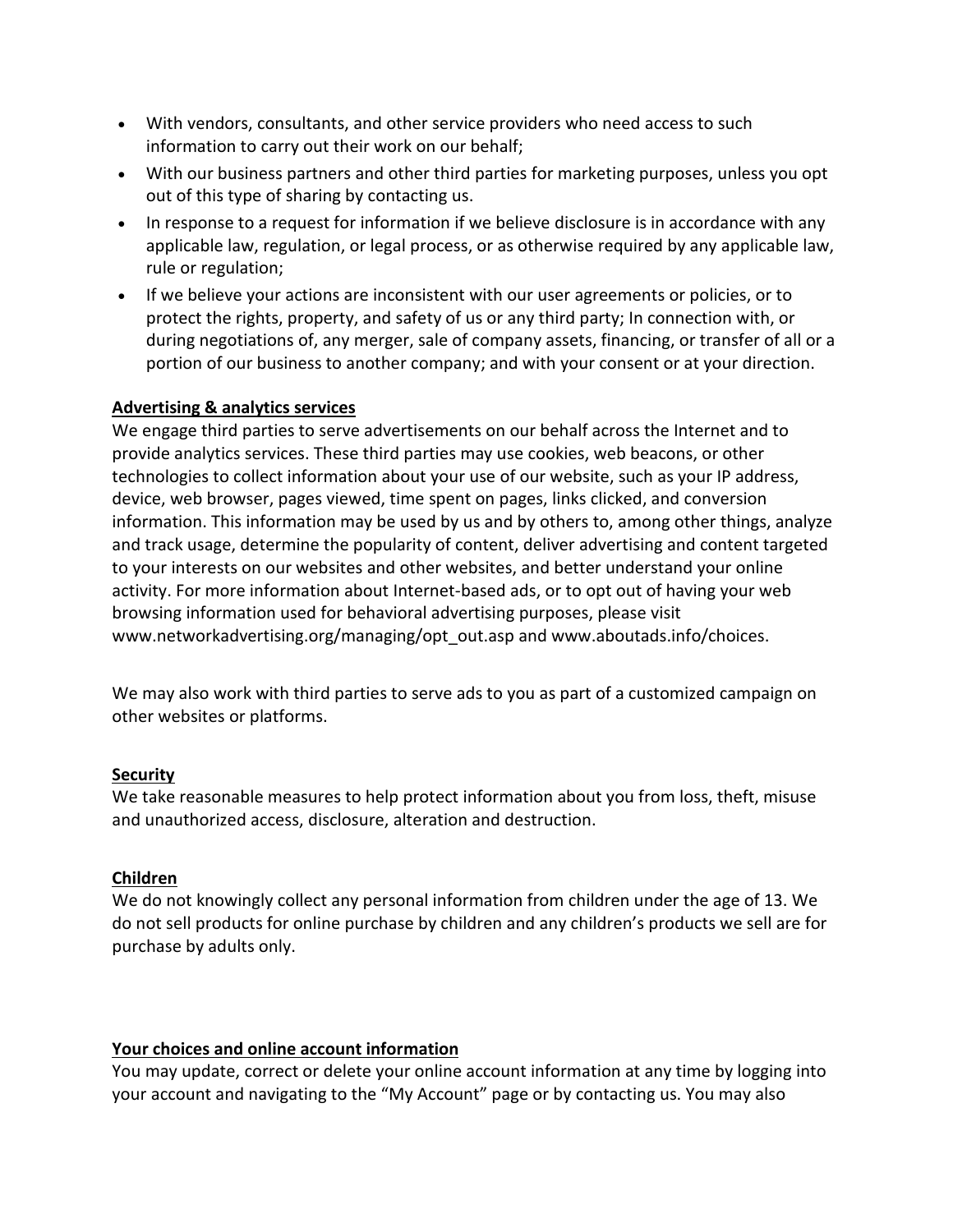- With vendors, consultants, and other service providers who need access to such information to carry out their work on our behalf;
- With our business partners and other third parties for marketing purposes, unless you opt out of this type of sharing by contacting us.
- In response to a request for information if we believe disclosure is in accordance with any applicable law, regulation, or legal process, or as otherwise required by any applicable law, rule or regulation;
- If we believe your actions are inconsistent with our user agreements or policies, or to protect the rights, property, and safety of us or any third party; In connection with, or during negotiations of, any merger, sale of company assets, financing, or transfer of all or a portion of our business to another company; and with your consent or at your direction.

**Advertising & analytics services**

We engage third parties to serve advertisements on our behalf across the Internet and to provide analytics services. These third parties may use cookies, web beacons, or other technologies to collect information about your use of our website, such as your IP address, device, web browser, pages viewed, time spent on pages, links clicked, and conversion information. This information may be used by us and by others to, among other things, analyze and track usage, determine the popularity of content, deliver advertising and content targeted to your interests on our websites and other websites, and better understand your online activity. For more information about Internet-based ads, or to opt out of having your web browsing information used for behavioral advertising purposes, please visit www.networkadvertising.org/managing/opt_out.asp and www.aboutads.info/choices.

We may also work with third parties to serve ads to you as part of a customized campaign on other websites or platforms.

**Security**

We take reasonable measures to help protect information about you from loss, theft, misuse and unauthorized access, disclosure, alteration and destruction.

**Children**

We do not knowingly collect any personal information from children under the age of 13. We do not sell products for online purchase by children and any children's products we sell are for purchase by adults only.

**Your choices and online account information**

You may update, correct or delete your online account information at any time by logging into your account and navigating to the "My Account" page or by contacting us. You may also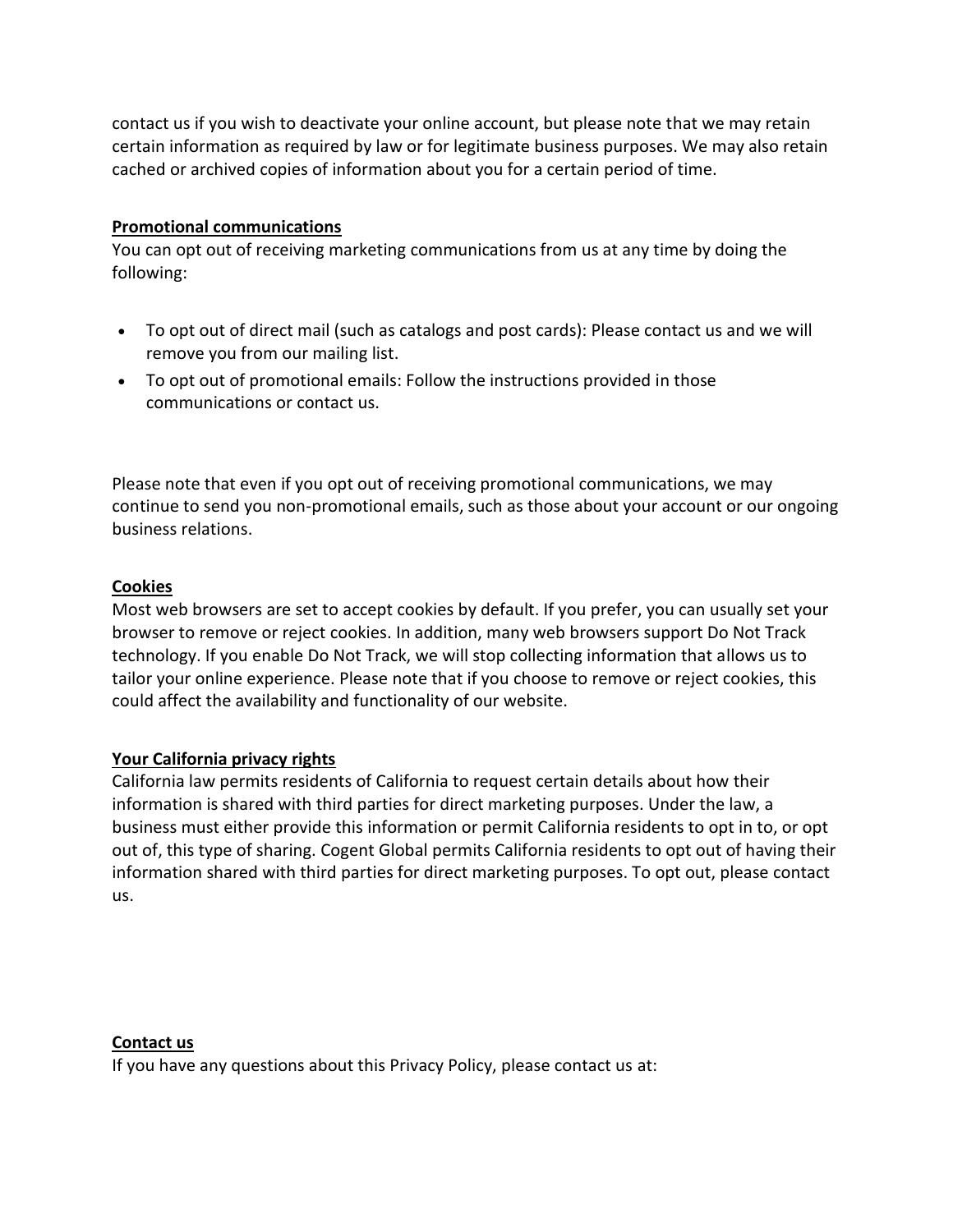contact us if you wish to deactivate your online account, but please note that we may retain certain information as required by law or for legitimate business purposes. We may also retain cached or archived copies of information about you for a certain period of time.

**Promotional communications**

You can opt out of receiving marketing communications from us at any time by doing the following:

- To opt out of direct mail (such as catalogs and post cards): Please contact us and we will remove you from our mailing list.
- To opt out of promotional emails: Follow the instructions provided in those communications or contact us.

Please note that even if you opt out of receiving promotional communications, we may continue to send you non-promotional emails, such as those about your account or our ongoing business relations.

**Cookies**

Most web browsers are set to accept cookies by default. If you prefer, you can usually set your browser to remove or reject cookies. In addition, many web browsers support Do Not Track technology. If you enable Do Not Track, we will stop collecting information that allows us to tailor your online experience. Please note that if you choose to remove or reject cookies, this could affect the availability and functionality of our website.

**Your California privacy rights**

California law permits residents of California to request certain details about how their information is shared with third parties for direct marketing purposes. Under the law, a business must either provide this information or permit California residents to opt in to, or opt out of, this type of sharing. Cogent Global permits California residents to opt out of having their information shared with third parties for direct marketing purposes. To opt out, please contact us.

**Contact us**

If you have any questions about this Privacy Policy, please contact us at: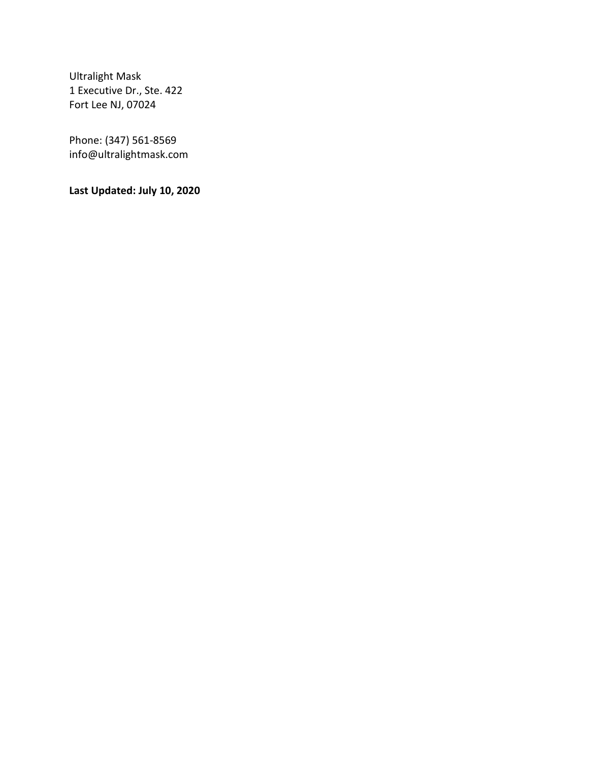Ultralight Mask
1 Executive Dr., Ste. 422
Fort Lee NJ, 07024

Phone: (347) 561-8569
info@ultralightmask.com

**Last Updated: July 10, 2020**